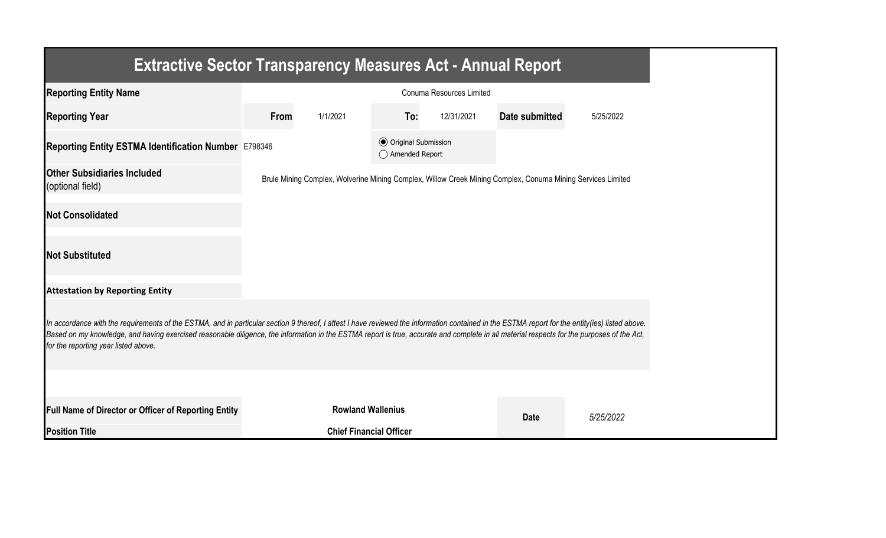# Extractive Sector Transparency Measures Act - Annual Report

| | | | | | | |
|---|---|---|---|---|---|---|
| **Reporting Entity Name** | Conuma Resources Limited | | | | | |
| **Reporting Year** | **From** | 1/1/2021 | **To:** | 12/31/2021 | **Date submitted** | 5/25/2022 |
| **Reporting Entity ESTMA Identification Number** | E798346 | | ◉ Original Submission<br>◯ Amended Report | | | |
| **Other Subsidiaries Included** (optional field) | Brule Mining Complex, Wolverine Mining Complex, Willow Creek Mining Complex, Conuma Mining Services Limited | | | | | |
| **Not Consolidated** | | | | | | |
| **Not Substituted** | | | | | | |

**Attestation by Reporting Entity**

*In accordance with the requirements of the ESTMA, and in particular section 9 thereof, I attest I have reviewed the information contained in the ESTMA report for the entity(ies) listed above. Based on my knowledge, and having exercised reasonable diligence, the information in the ESTMA report is true, accurate and complete in all material respects for the purposes of the Act, for the reporting year listed above.*

| | | | |
|---|---|---|---|
| **Full Name of Director or Officer of Reporting Entity** | **Rowland Wallenius** | **Date** | *5/25/2022* |
| **Position Title** | **Chief Financial Officer** | | |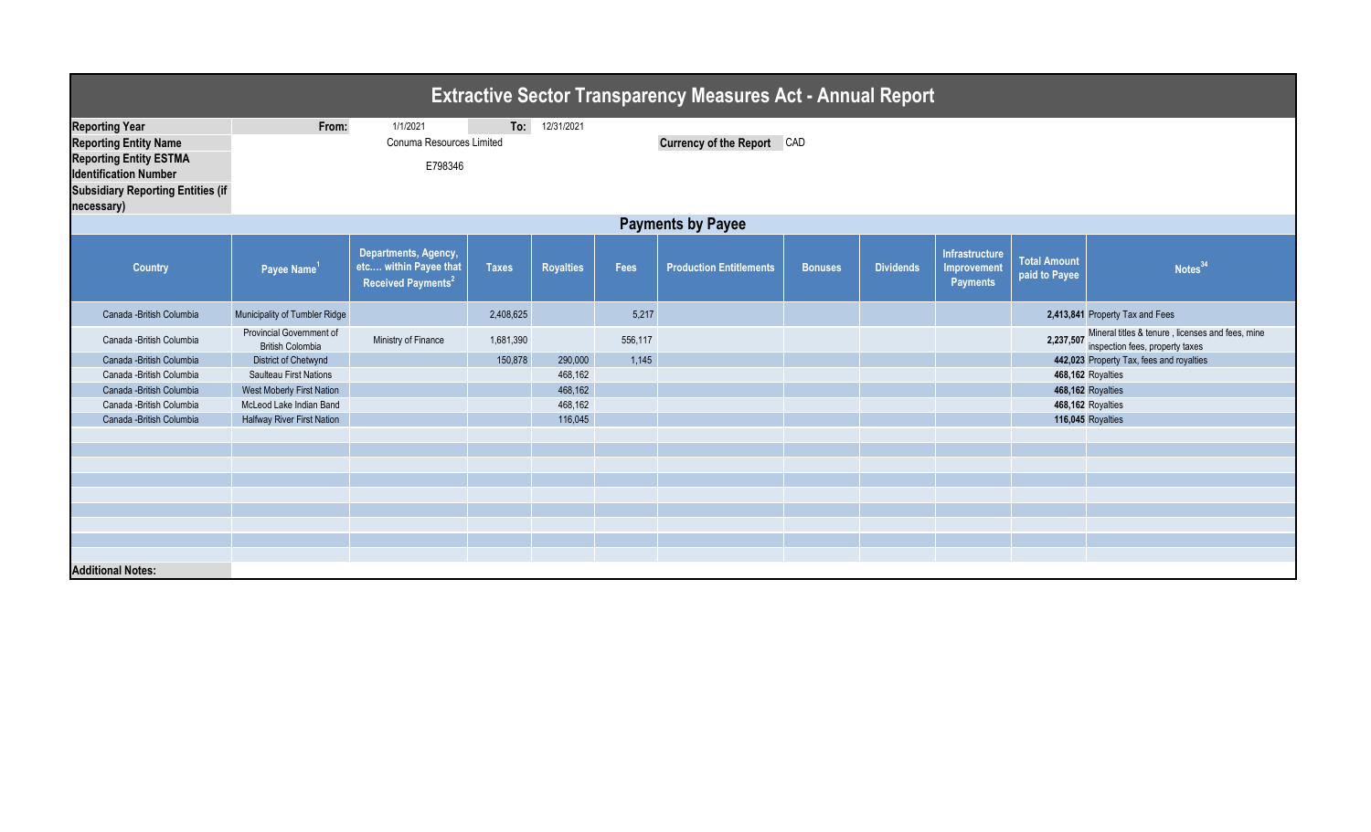# Extractive Sector Transparency Measures Act - Annual Report

| | | | | |
|---|---|---|---|---|
| **Reporting Year** | From: | 1/1/2021 | To: | 12/31/2021 |
| **Reporting Entity Name** | Conuma Resources Limited | | **Currency of the Report** | CAD |
| **Reporting Entity ESTMA Identification Number** | E798346 | | | |
| **Subsidiary Reporting Entities (if necessary)** | | | | |

## Payments by Payee

| Country | Payee Name[1] | Departments, Agency, etc.... within Payee that Received Payments[2] | Taxes | Royalties | Fees | Production Entitlements | Bonuses | Dividends | Infrastructure Improvement Payments | Total Amount paid to Payee | Notes[34] |
|---|---|---|---|---|---|---|---|---|---|---|---|
| Canada -British Columbia | Municipality of Tumbler Ridge | | 2,408,625 | | 5,217 | | | | | **2,413,841** | Property Tax and Fees |
| Canada -British Columbia | Provincial Government of British Colombia | Ministry of Finance | 1,681,390 | | 556,117 | | | | | **2,237,507** | Mineral titles & tenure , licenses and fees, mine inspection fees, property taxes |
| Canada -British Columbia | District of Chetwynd | | 150,878 | 290,000 | 1,145 | | | | | **442,023** | Property Tax, fees and royalties |
| Canada -British Columbia | Saulteau First Nations | | | 468,162 | | | | | | **468,162** | Royalties |
| Canada -British Columbia | West Moberly First Nation | | | 468,162 | | | | | | **468,162** | Royalties |
| Canada -British Columbia | McLeod Lake Indian Band | | | 468,162 | | | | | | **468,162** | Royalties |
| Canada -British Columbia | Halfway River First Nation | | | 116,045 | | | | | | **116,045** | Royalties |

**Additional Notes:**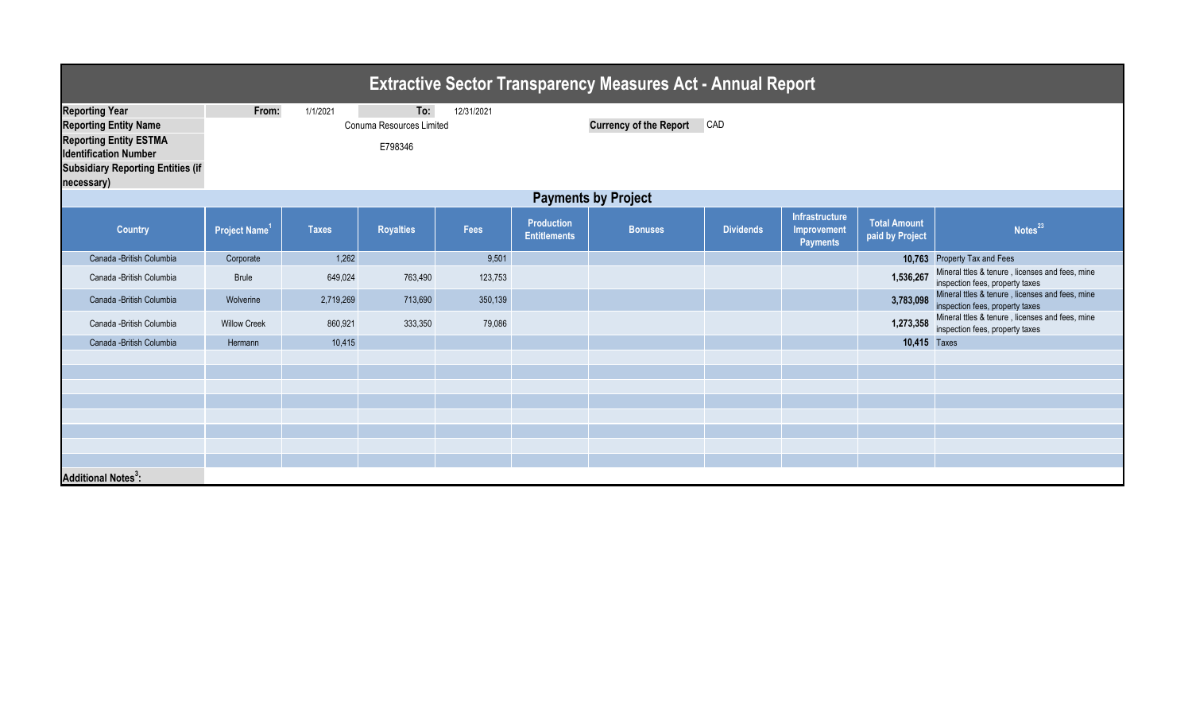# Extractive Sector Transparency Measures Act - Annual Report

| | | | | | |
|---|---|---|---|---|---|
| **Reporting Year** | From: | 1/1/2021 | To: | 12/31/2021 | |
| **Reporting Entity Name** | | Conuma Resources Limited | | **Currency of the Report** | CAD |
| **Reporting Entity ESTMA Identification Number** | | E798346 | | | |
| **Subsidiary Reporting Entities (if necessary)** | | | | | |

## Payments by Project

| Country | Project Name[1] | Taxes | Royalties | Fees | Production Entitlements | Bonuses | Dividends | Infrastructure Improvement Payments | Total Amount paid by Project | Notes[23] |
|---|---|---|---|---|---|---|---|---|---|---|
| Canada -British Columbia | Corporate | 1,262 | | 9,501 | | | | | **10,763** | Property Tax and Fees |
| Canada -British Columbia | Brule | 649,024 | 763,490 | 123,753 | | | | | **1,536,267** | Mineral ttles & tenure , licenses and fees, mine inspection fees, property taxes |
| Canada -British Columbia | Wolverine | 2,719,269 | 713,690 | 350,139 | | | | | **3,783,098** | Mineral ttles & tenure , licenses and fees, mine inspection fees, property taxes |
| Canada -British Columbia | Willow Creek | 860,921 | 333,350 | 79,086 | | | | | **1,273,358** | Mineral ttles & tenure , licenses and fees, mine inspection fees, property taxes |
| Canada -British Columbia | Hermann | 10,415 | | | | | | | **10,415** | Taxes |

**Additional Notes[3]:**